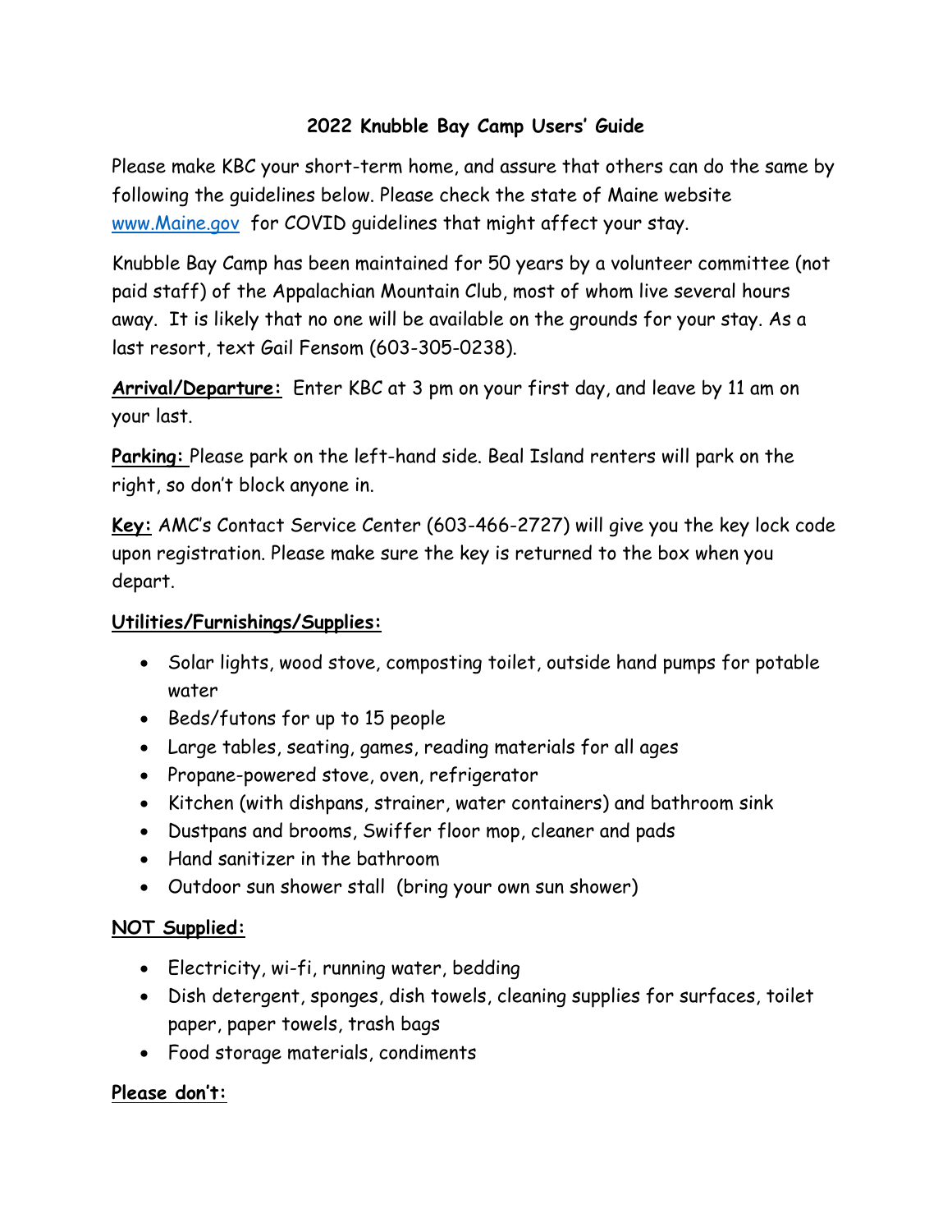# 2022 Knubble Bay Camp Users' Guide

Please make KBC your short-term home, and assure that others can do the same by following the guidelines below. Please check the state of Maine website [www.Maine.gov](http://www.Maine.gov) for COVID guidelines that might affect your stay.

Knubble Bay Camp has been maintained for 50 years by a volunteer committee (not paid staff) of the Appalachian Mountain Club, most of whom live several hours away. It is likely that no one will be available on the grounds for your stay. As a last resort, text Gail Fensom (603-305-0238).

**Arrival/Departure:** Enter KBC at 3 pm on your first day, and leave by 11 am on your last.

**Parking:** Please park on the left-hand side. Beal Island renters will park on the right, so don't block anyone in.

**Key:** AMC's Contact Service Center (603-466-2727) will give you the key lock code upon registration. Please make sure the key is returned to the box when you depart.

**Utilities/Furnishings/Supplies:**

- Solar lights, wood stove, composting toilet, outside hand pumps for potable water
- Beds/futons for up to 15 people
- Large tables, seating, games, reading materials for all ages
- Propane-powered stove, oven, refrigerator
- Kitchen (with dishpans, strainer, water containers) and bathroom sink
- Dustpans and brooms, Swiffer floor mop, cleaner and pads
- Hand sanitizer in the bathroom
- Outdoor sun shower stall (bring your own sun shower)

**NOT Supplied:**

- Electricity, wi-fi, running water, bedding
- Dish detergent, sponges, dish towels, cleaning supplies for surfaces, toilet paper, paper towels, trash bags
- Food storage materials, condiments

**Please don't:**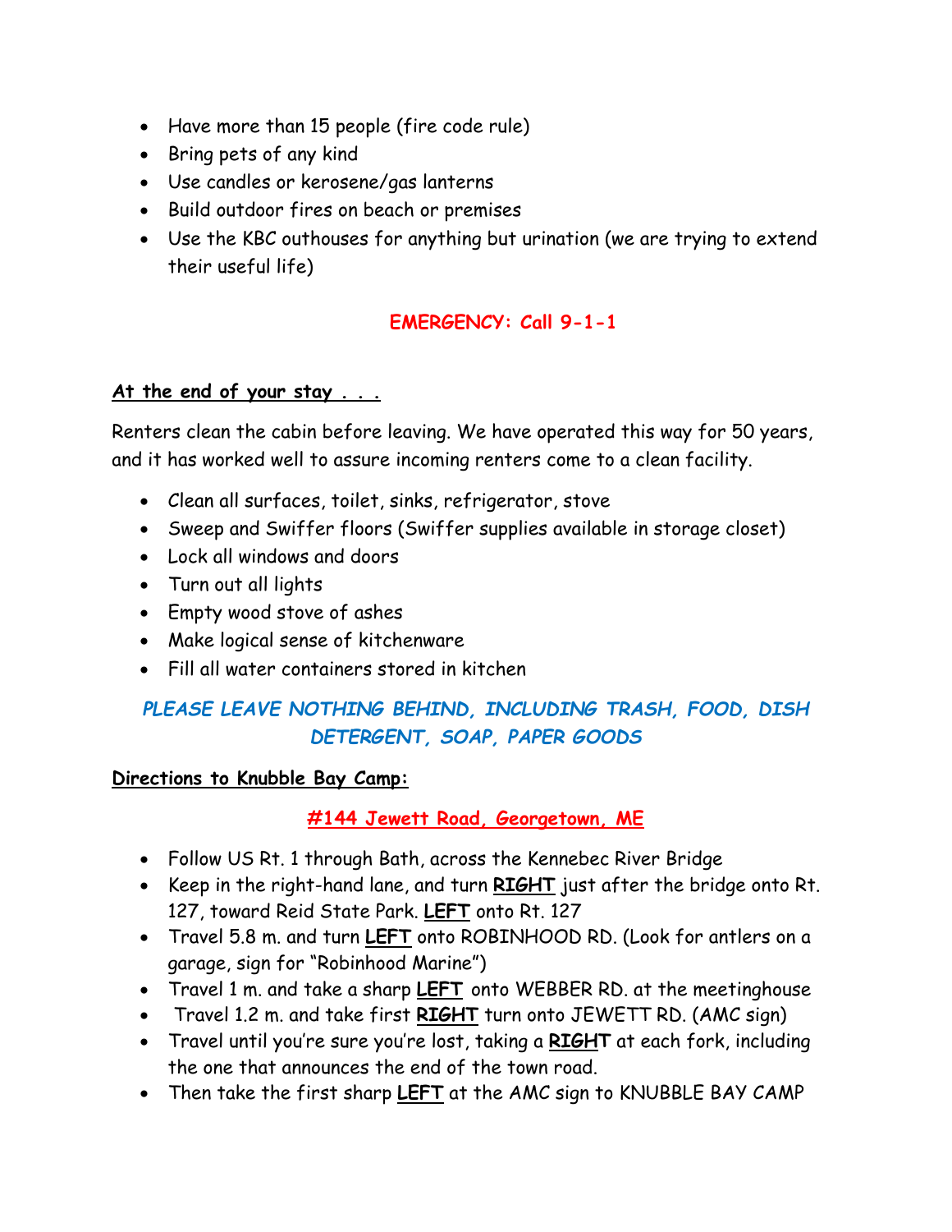- Have more than 15 people (fire code rule)
- Bring pets of any kind
- Use candles or kerosene/gas lanterns
- Build outdoor fires on beach or premises
- Use the KBC outhouses for anything but urination (we are trying to extend their useful life)

**EMERGENCY: Call 9-1-1**

**At the end of your stay . . .**

Renters clean the cabin before leaving. We have operated this way for 50 years, and it has worked well to assure incoming renters come to a clean facility.

- Clean all surfaces, toilet, sinks, refrigerator, stove
- Sweep and Swiffer floors (Swiffer supplies available in storage closet)
- Lock all windows and doors
- Turn out all lights
- Empty wood stove of ashes
- Make logical sense of kitchenware
- Fill all water containers stored in kitchen

***PLEASE LEAVE NOTHING BEHIND, INCLUDING TRASH, FOOD, DISH DETERGENT, SOAP, PAPER GOODS***

**Directions to Knubble Bay Camp:**

**#144 Jewett Road, Georgetown, ME**

- Follow US Rt. 1 through Bath, across the Kennebec River Bridge
- Keep in the right-hand lane, and turn **RIGHT** just after the bridge onto Rt. 127, toward Reid State Park. **LEFT** onto Rt. 127
- Travel 5.8 m. and turn **LEFT** onto ROBINHOOD RD. (Look for antlers on a garage, sign for "Robinhood Marine")
- Travel 1 m. and take a sharp **LEFT** onto WEBBER RD. at the meetinghouse
- Travel 1.2 m. and take first **RIGHT** turn onto JEWETT RD. (AMC sign)
- Travel until you're sure you're lost, taking a **RIGHT** at each fork, including the one that announces the end of the town road.
- Then take the first sharp **LEFT** at the AMC sign to KNUBBLE BAY CAMP